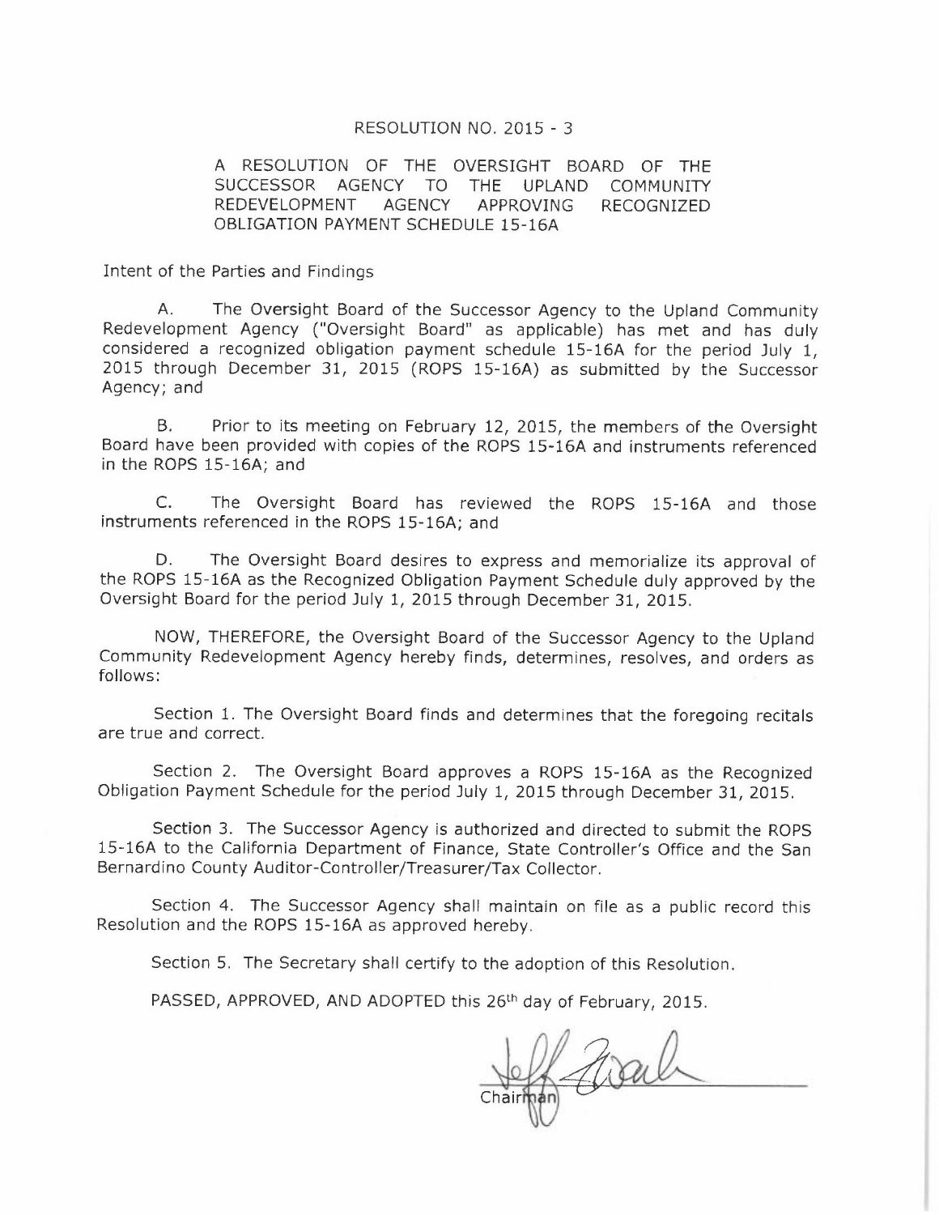# RESOLUTION NO. 2015 - 3

## A RESOLUTION OF THE OVERSIGHT BOARD OF THE SUCCESSOR AGENCY TO THE UPLAND COMMUNITY REDEVELOPMENT AGENCY APPROVING RECOGNIZED OBLIGATION PAYMENT SCHEDULE 15-16A

Intent of the Parties and Findings

A. The Oversight Board of the Successor Agency to the Upland Community Redevelopment Agency ("Oversight Board" as applicable) has met and has duly considered a recognized obligation payment schedule 15-16A for the period July 1, 2015 through December 31, 2015 (ROPS 15-16A) as submitted by the Successor Agency; and

B. Prior to its meeting on February 12, 2015, the members of the Oversight Board have been provided with copies of the ROPS 15-16A and instruments referenced in the ROPS 15-16A; and

C. The Oversight Board has reviewed the ROPS 15-16A and those instruments referenced in the ROPS 15-16A; and

D. The Oversight Board desires to express and memorialize its approval of the ROPS 15-16A as the Recognized Obligation Payment Schedule duly approved by the Oversight Board for the period July 1, 2015 through December 31, 2015.

NOW, THEREFORE, the Oversight Board of the Successor Agency to the Upland Community Redevelopment Agency hereby finds, determines, resolves, and orders as follows:

Section 1. The Oversight Board finds and determines that the foregoing recitals are true and correct.

Section 2. The Oversight Board approves a ROPS 15-16A as the Recognized Obligation Payment Schedule for the period July 1, 2015 through December 31, 2015.

Section 3. The Successor Agency is authorized and directed to submit the ROPS 15-16A to the California Department of Finance, State Controller's Office and the San Bernardino County Auditor-Controller/Treasurer/Tax Collector.

Section 4. The Successor Agency shall maintain on file as a public record this Resolution and the ROPS 15-16A as approved hereby.

Section 5. The Secretary shall certify to the adoption of this Resolution.

PASSED, APPROVED, AND ADOPTED this 26th day of February, 2015.

Chairman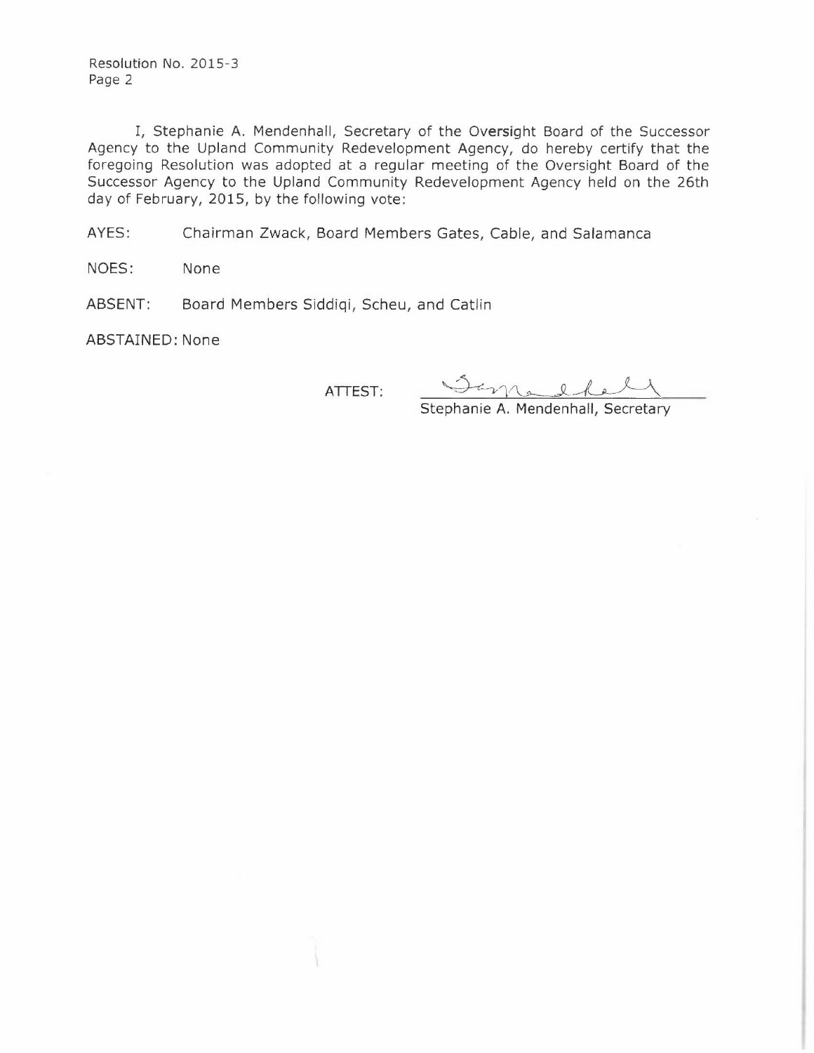Resolution No. 2015-3

I, Stephanie A. Mendenhall, Secretary of the Oversight Board of the Successor Agency to the Upland Community Redevelopment Agency, do hereby certify that the foregoing Resolution was adopted at a regular meeting of the Oversight Board of the Successor Agency to the Upland Community Redevelopment Agency held on the 26th day of February, 2015, by the following vote:

AYES: Chairman Zwack, Board Members Gates, Cable, and Salamanca

NOES: None

ABSENT: Board Members Siddiqi, Scheu, and Catlin

ABSTAINED: None

ATTEST:

Stephanie A. Mendenhall, Secretary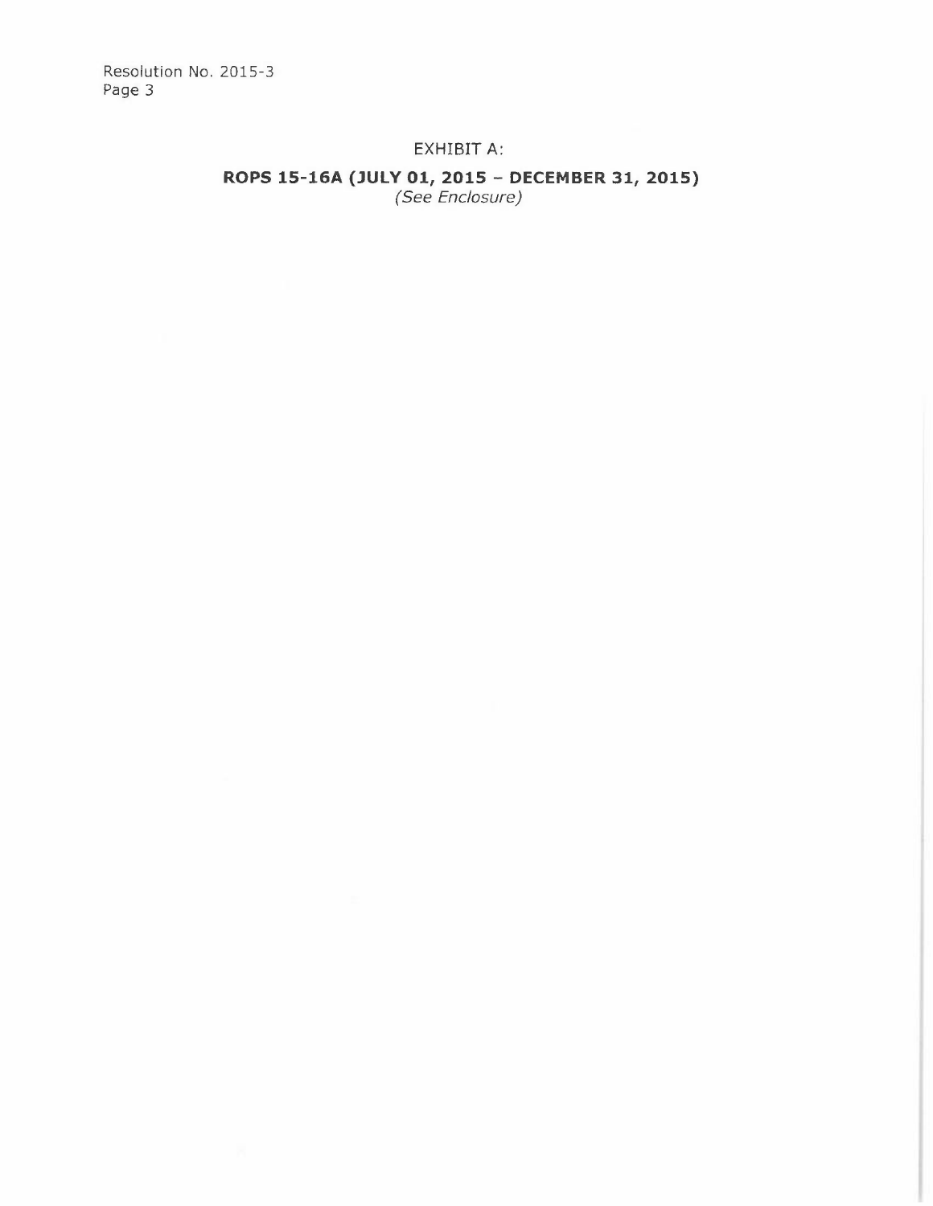EXHIBIT A:

**ROPS 15-16A (JULY 01, 2015 – DECEMBER 31, 2015)**

*(See Enclosure)*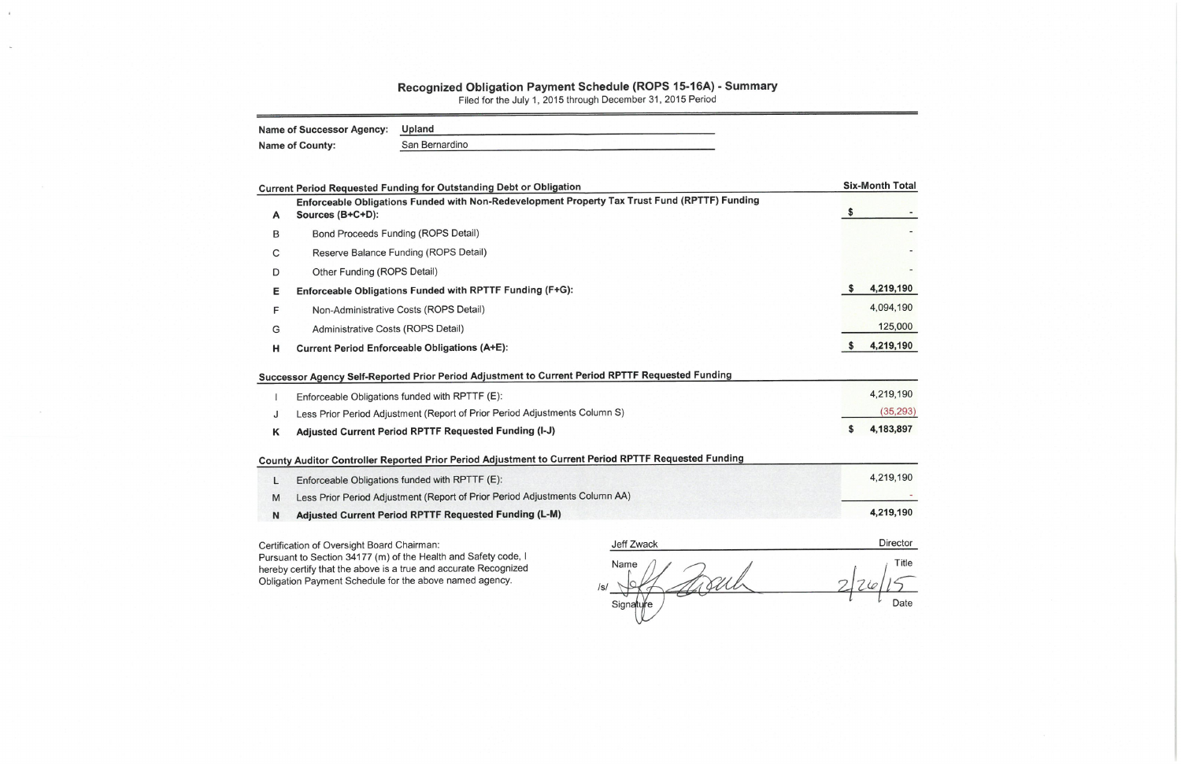# Recognized Obligation Payment Schedule (ROPS 15-16A) - Summary

Filed for the July 1, 2015 through December 31, 2015 Period

**Name of Successor Agency:** **Upland**

**Name of County:** San Bernardino

| | Current Period Requested Funding for Outstanding Debt or Obligation | Six-Month Total |
|---|---|---|
| **A** | **Enforceable Obligations Funded with Non-Redevelopment Property Tax Trust Fund (RPTTF) Funding Sources (B+C+D):** | $ - |
| B | Bond Proceeds Funding (ROPS Detail) | - |
| C | Reserve Balance Funding (ROPS Detail) | - |
| D | Other Funding (ROPS Detail) | - |
| **E** | **Enforceable Obligations Funded with RPTTF Funding (F+G):** | $ 4,219,190 |
| F | Non-Administrative Costs (ROPS Detail) | 4,094,190 |
| G | Administrative Costs (ROPS Detail) | 125,000 |
| **H** | **Current Period Enforceable Obligations (A+E):** | $ 4,219,190 |

| | Successor Agency Self-Reported Prior Period Adjustment to Current Period RPTTF Requested Funding | |
|---|---|---|
| I | Enforceable Obligations funded with RPTTF (E): | 4,219,190 |
| J | Less Prior Period Adjustment (Report of Prior Period Adjustments Column S) | (35,293) |
| **K** | **Adjusted Current Period RPTTF Requested Funding (I-J)** | $ 4,183,897 |

| | County Auditor Controller Reported Prior Period Adjustment to Current Period RPTTF Requested Funding | |
|---|---|---|
| L | Enforceable Obligations funded with RPTTF (E): | 4,219,190 |
| M | Less Prior Period Adjustment (Report of Prior Period Adjustments Column AA) | - |
| **N** | **Adjusted Current Period RPTTF Requested Funding (L-M)** | 4,219,190 |

Certification of Oversight Board Chairman:
Pursuant to Section 34177 (m) of the Health and Safety code, I hereby certify that the above is a true and accurate Recognized Obligation Payment Schedule for the above named agency.

| Jeff Zwack | Director |
|---|---|
| Name | Title |
| /s/ [signature] | 2/26/15 |
| Signature | Date |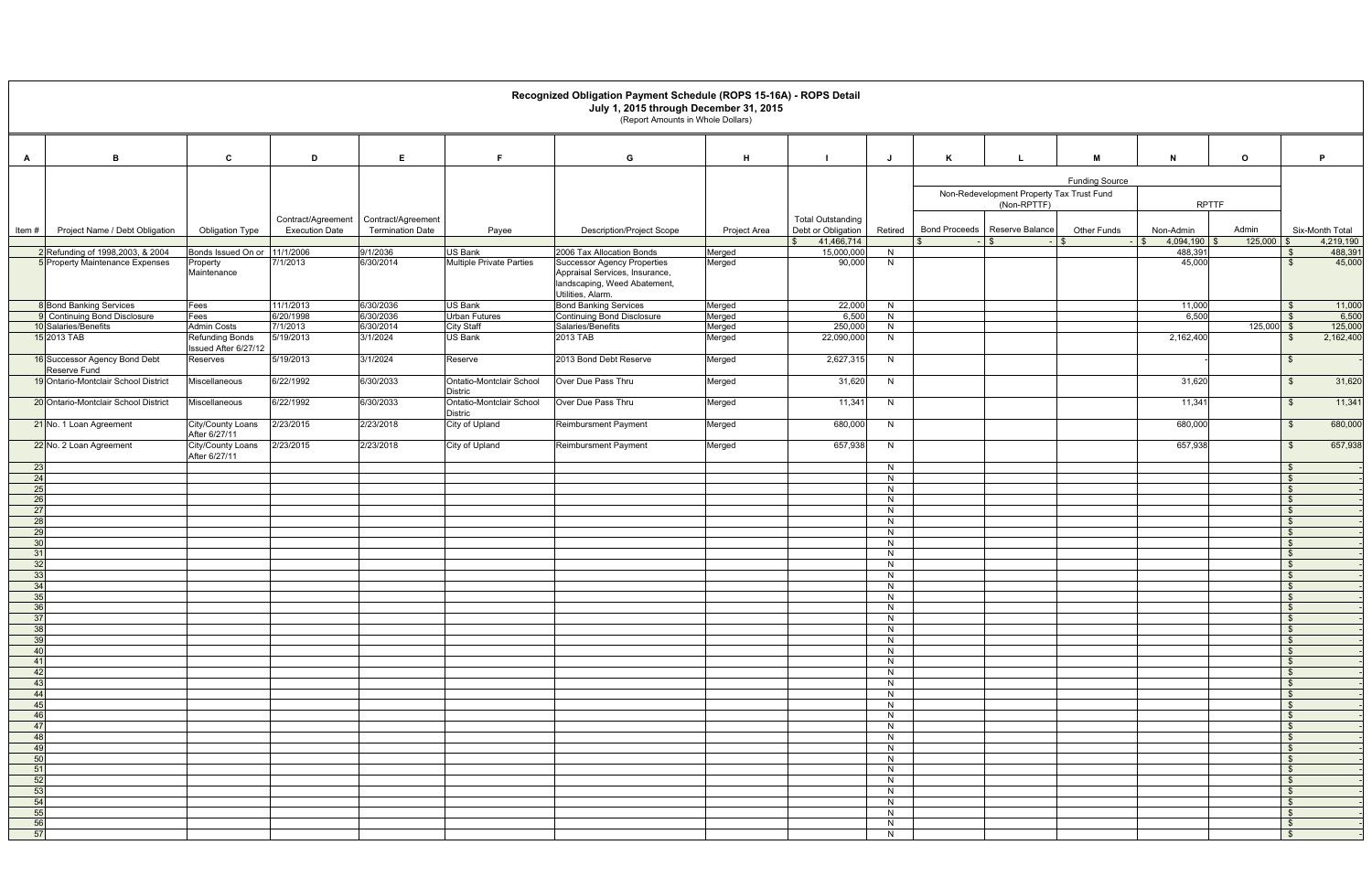# Recognized Obligation Payment Schedule (ROPS 15-16A) - ROPS Detail

**July 1, 2015 through December 31, 2015**

(Report Amounts in Whole Dollars)

| A | B | C | D | E | F | G | H | I | J | K | L | M | N | O | P |
|---|---|---|---|---|---|---|---|---|---|---|---|---|---|---|---|
| | | | | | | | | | | Funding Source | | | | | |
| | | | | | | | | | | Non-Redevelopment Property Tax Trust Fund (Non-RPTTF) | | | RPTTF | | |
| Item # | Project Name / Debt Obligation | Obligation Type | Contract/Agreement Execution Date | Contract/Agreement Termination Date | Payee | Description/Project Scope | Project Area | Total Outstanding Debt or Obligation | Retired | Bond Proceeds | Reserve Balance | Other Funds | Non-Admin | Admin | Six-Month Total |
| | | | | | | | | $ 41,466,714 | | $ - | $ - | $ - | $ 4,094,190 | $ 125,000 | $ 4,219,190 |
| 2 | Refunding of 1998,2003, & 2004 | Bonds Issued On or | 11/1/2006 | 9/1/2036 | US Bank | 2006 Tax Allocation Bonds | Merged | 15,000,000 | N | | | | 488,391 | | $ 488,391 |
| 5 | Property Maintenance Expenses | Property Maintenance | 7/1/2013 | 6/30/2014 | Multiple Private Parties | Successor Agency Properties Appraisal Services, Insurance, landscaping, Weed Abatement, Utilities, Alarm. | Merged | 90,000 | N | | | | 45,000 | | $ 45,000 |
| 8 | Bond Banking Services | Fees | 11/1/2013 | 6/30/2036 | US Bank | Bond Banking Services | Merged | 22,000 | N | | | | 11,000 | | $ 11,000 |
| 9 | Continuing Bond Disclosure | Fees | 6/20/1998 | 6/30/2036 | Urban Futures | Continuing Bond Disclosure | Merged | 6,500 | N | | | | 6,500 | | $ 6,500 |
| 10 | Salaries/Benefits | Admin Costs | 7/1/2013 | 6/30/2014 | City Staff | Salaries/Benefits | Merged | 250,000 | N | | | | | 125,000 | $ 125,000 |
| 15 | 2013 TAB | Refunding Bonds Issued After 6/27/12 | 5/19/2013 | 3/1/2024 | US Bank | 2013 TAB | Merged | 22,090,000 | N | | | | 2,162,400 | | $ 2,162,400 |
| 16 | Successor Agency Bond Debt Reserve Fund | Reserves | 5/19/2013 | 3/1/2024 | Reserve | 2013 Bond Debt Reserve | Merged | 2,627,315 | N | | | | - | | $ - |
| 19 | Ontario-Montclair School District | Miscellaneous | 6/22/1992 | 6/30/2033 | Ontatio-Montclair School Distric | Over Due Pass Thru | Merged | 31,620 | N | | | | 31,620 | | $ 31,620 |
| 20 | Ontario-Montclair School District | Miscellaneous | 6/22/1992 | 6/30/2033 | Ontatio-Montclair School Distric | Over Due Pass Thru | Merged | 11,341 | N | | | | 11,341 | | $ 11,341 |
| 21 | No. 1 Loan Agreement | City/County Loans After 6/27/11 | 2/23/2015 | 2/23/2018 | City of Upland | Reimbursment Payment | Merged | 680,000 | N | | | | 680,000 | | $ 680,000 |
| 22 | No. 2 Loan Agreement | City/County Loans After 6/27/11 | 2/23/2015 | 2/23/2018 | City of Upland | Reimbursment Payment | Merged | 657,938 | N | | | | 657,938 | | $ 657,938 |
| 23 | | | | | | | | | N | | | | | | $ - |
| 24 | | | | | | | | | N | | | | | | $ - |
| 25 | | | | | | | | | N | | | | | | $ - |
| 26 | | | | | | | | | N | | | | | | $ - |
| 27 | | | | | | | | | N | | | | | | $ - |
| 28 | | | | | | | | | N | | | | | | $ - |
| 29 | | | | | | | | | N | | | | | | $ - |
| 30 | | | | | | | | | N | | | | | | $ - |
| 31 | | | | | | | | | N | | | | | | $ - |
| 32 | | | | | | | | | N | | | | | | $ - |
| 33 | | | | | | | | | N | | | | | | $ - |
| 34 | | | | | | | | | N | | | | | | $ - |
| 35 | | | | | | | | | N | | | | | | $ - |
| 36 | | | | | | | | | N | | | | | | $ - |
| 37 | | | | | | | | | N | | | | | | $ - |
| 38 | | | | | | | | | N | | | | | | $ - |
| 39 | | | | | | | | | N | | | | | | $ - |
| 40 | | | | | | | | | N | | | | | | $ - |
| 41 | | | | | | | | | N | | | | | | $ - |
| 42 | | | | | | | | | N | | | | | | $ - |
| 43 | | | | | | | | | N | | | | | | $ - |
| 44 | | | | | | | | | N | | | | | | $ - |
| 45 | | | | | | | | | N | | | | | | $ - |
| 46 | | | | | | | | | N | | | | | | $ - |
| 47 | | | | | | | | | N | | | | | | $ - |
| 48 | | | | | | | | | N | | | | | | $ - |
| 49 | | | | | | | | | N | | | | | | $ - |
| 50 | | | | | | | | | N | | | | | | $ - |
| 51 | | | | | | | | | N | | | | | | $ - |
| 52 | | | | | | | | | N | | | | | | $ - |
| 53 | | | | | | | | | N | | | | | | $ - |
| 54 | | | | | | | | | N | | | | | | $ - |
| 55 | | | | | | | | | N | | | | | | $ - |
| 56 | | | | | | | | | N | | | | | | $ - |
| 57 | | | | | | | | | N | | | | | | $ - |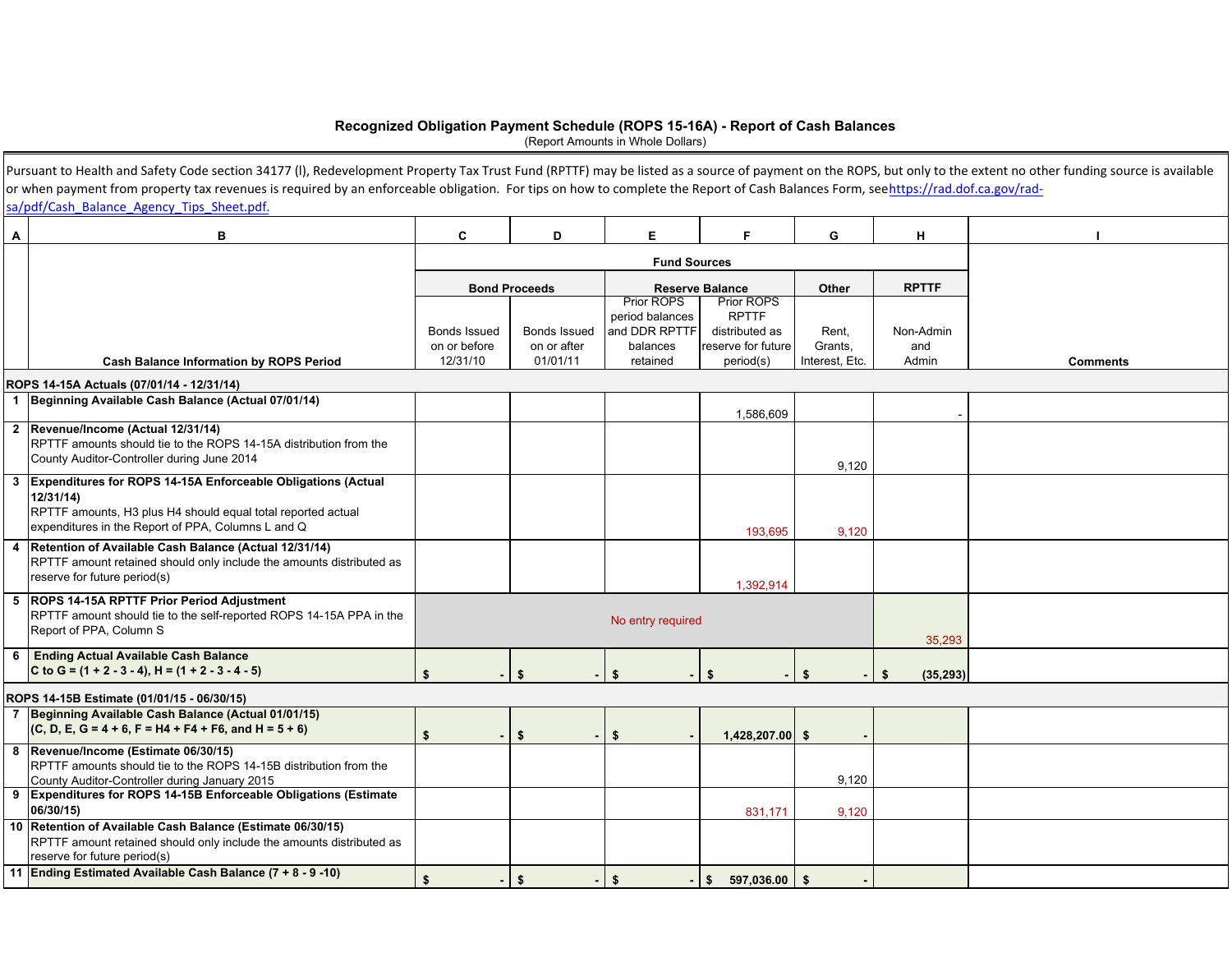# Recognized Obligation Payment Schedule (ROPS 15-16A) - Report of Cash Balances

(Report Amounts in Whole Dollars)

Pursuant to Health and Safety Code section 34177 (l), Redevelopment Property Tax Trust Fund (RPTTF) may be listed as a source of payment on the ROPS, but only to the extent no other funding source is available or when payment from property tax revenues is required by an enforceable obligation. For tips on how to complete the Report of Cash Balances Form, see https://rad.dof.ca.gov/rad-sa/pdf/Cash_Balance_Agency_Tips_Sheet.pdf.

| A | B | C | D | E | F | G | H | I |
|---|---|---|---|---|---|---|---|---|
| | | Fund Sources | | | | | | |
| | | Bond Proceeds | | Reserve Balance | | Other | RPTTF | |
| | Cash Balance Information by ROPS Period | Bonds Issued on or before 12/31/10 | Bonds Issued on or after 01/01/11 | Prior ROPS period balances and DDR RPTTF balances retained | Prior ROPS RPTTF distributed as reserve for future period(s) | Rent, Grants, Interest, Etc. | Non-Admin and Admin | Comments |
| **ROPS 14-15A Actuals (07/01/14 - 12/31/14)** | | | | | | | | |
| 1 | **Beginning Available Cash Balance (Actual 07/01/14)** | | | | 1,586,609 | | - | |
| 2 | **Revenue/Income (Actual 12/31/14)** RPTTF amounts should tie to the ROPS 14-15A distribution from the County Auditor-Controller during June 2014 | | | | | 9,120 | | |
| 3 | **Expenditures for ROPS 14-15A Enforceable Obligations (Actual 12/31/14)** RPTTF amounts, H3 plus H4 should equal total reported actual expenditures in the Report of PPA, Columns L and Q | | | | 193,695 | 9,120 | | |
| 4 | **Retention of Available Cash Balance (Actual 12/31/14)** RPTTF amount retained should only include the amounts distributed as reserve for future period(s) | | | | 1,392,914 | | | |
| 5 | **ROPS 14-15A RPTTF Prior Period Adjustment** RPTTF amount should tie to the self-reported ROPS 14-15A PPA in the Report of PPA, Column S | No entry required | | | | | 35,293 | |
| 6 | **Ending Actual Available Cash Balance C to G = (1 + 2 - 3 - 4), H = (1 + 2 - 3 - 4 - 5)** | $ - | $ - | $ - | $ - | $ - | $ (35,293) | |
| **ROPS 14-15B Estimate (01/01/15 - 06/30/15)** | | | | | | | | |
| 7 | **Beginning Available Cash Balance (Actual 01/01/15) (C, D, E, G = 4 + 6, F = H4 + F4 + F6, and H = 5 + 6)** | $ - | $ - | $ - | 1,428,207.00 | $ - | | |
| 8 | **Revenue/Income (Estimate 06/30/15)** RPTTF amounts should tie to the ROPS 14-15B distribution from the County Auditor-Controller during January 2015 | | | | | 9,120 | | |
| 9 | **Expenditures for ROPS 14-15B Enforceable Obligations (Estimate 06/30/15)** | | | | 831,171 | 9,120 | | |
| 10 | **Retention of Available Cash Balance (Estimate 06/30/15)** RPTTF amount retained should only include the amounts distributed as reserve for future period(s) | | | | | | | |
| 11 | **Ending Estimated Available Cash Balance (7 + 8 - 9 -10)** | $ - | $ - | $ - | $ 597,036.00 | $ - | | |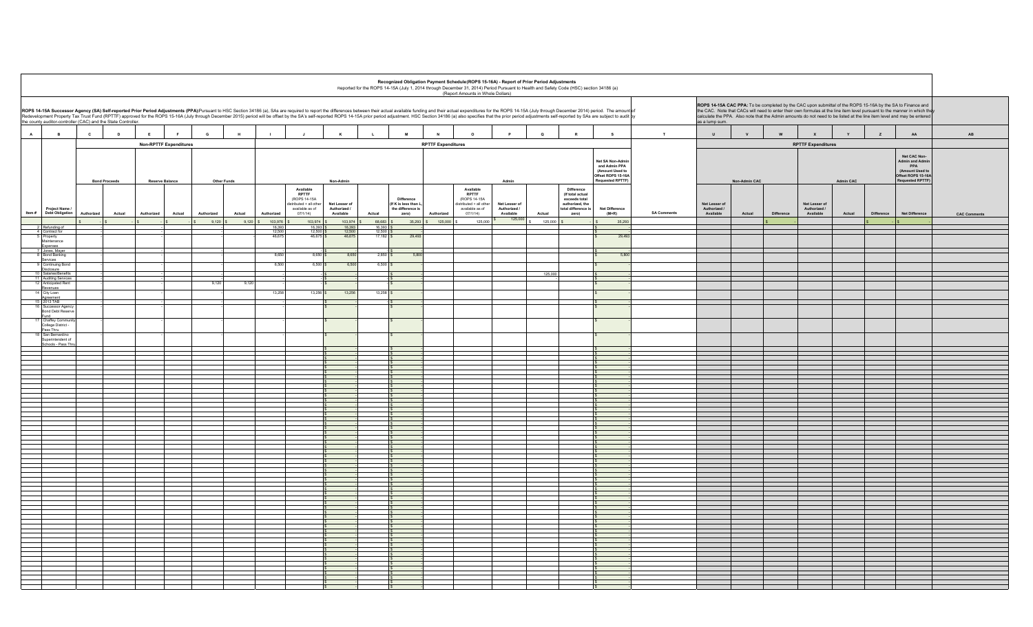# Recognized Obligation Payment Schedule(ROPS 15-16A) - Report of Prior Period Adjustments

Reported for the ROPS 14-15A (July 1, 2014 through December 31, 2014) Period Pursuant to Health and Safety Code (HSC) section 34186 (a)

(Report Amounts in Whole Dollars)

**ROPS 14-15A Successor Agency (SA) Self-reported Prior Period Adjustments (PPA):** Pursuant to HSC Section 34186 (a), SAs are required to report the differences between their actual available funding and their actual expenditures for the ROPS 14-15A (July through December 2014) period. The amount of Redevelopment Property Tax Trust Fund (RPTTF) approved for the ROPS 15-16A (July through December 2015) period will be offset by the SA's self-reported ROPS 14-15A prior period adjustment. HSC Section 34186 (a) also specifies that the prior period adjustments self-reported by SAs are subject to audit by the county auditor-controller (CAC) and the State Controller.

**ROPS 14-15A CAC PPA:** To be completed by the CAC upon submittal of the ROPS 15-16A by the SA to Finance and the CAC. Note that CACs will need to enter their own formulas at the line item level pursuant to the manner in which they calculate the PPA. Also note that the Admin amounts do not need to be listed at the line item level and may be entered as a lump sum.

| A | B | C | D | E | F | G | H | I | J | K | L | M | N | O | P | Q | R | S | T | U | V | W | X | Y | Z | AA | AB |
|---|---|---|---|---|---|---|---|---|---|---|---|---|---|---|---|---|---|---|---|---|---|---|---|---|---|---|---|
| | | Non-RPTTF Expenditures | | | | | | RPTTF Expenditures | | | | | | | | | | | | RPTTF Expenditures | | | | | | | |
| | | Bond Proceeds | | Reserve Balance | | Other Funds | | Non-Admin | | | | | Admin | | | | | Net SA Non-Admin and Admin PPA (Amount Used to Offset ROPS 15-16A Requested RPTTF) | | Non-Admin CAC | | | Admin CAC | | | Net CAC Non-Admin and Admin PPA (Amount Used to Offset ROPS 15-16A Requested RPTTF) | |
| Item # | Project Name / Debt Obligation | Authorized | Actual | Authorized | Actual | Authorized | Actual | Authorized | Available RPTTF (ROPS 14-15A distributed + all other available as of 07/1/14) | Net Lesser of Authorized / Available | Actual | Difference (If K is less than L, the difference is zero) | Authorized | Available RPTTF (ROPS 14-15A distributed + all other available as of 07/1/14) | Net Lesser of Authorized / Available | Actual | Difference (If total actual exceeds total authorized, the total difference is zero) | Net Difference (M+R) | SA Comments | Net Lesser of Authorized / Available | Actual | Difference | Net Lesser of Authorized / Available | Actual | Difference | Net Difference | CAC Comments |
| | | $ - | $ - | $ - | $ - | $ 9,120 | $ 9,120 | $ 103,974 | $ 103,974 | $ 103,974 | $ 68,683 | $ 35,293 | $ 125,000 | $ 125,000 | $ 125,000 | $ 125,000 | $ - | $ 35,293 | | | | $ - | | | $ - | $ - | |
| 2 | Refunding of | - | | - | | | - | 16,393 | 16,393 | $ 16,393 | 16,393 | $ - | | | | | | $ - | | | | | | | | | |
| 4 | Contract for | - | | - | | | - | 12,500 | 12,500 | $ 12,500 | 12,500 | $ - | | | | | | $ - | | | | | | | | | |
| 5 | Property Maintenance Expenses | - | | - | | | - | 46,675 | 46,675 | $ 46,675 | 17,182 | $ 29,493 | | | | | | $ 29,493 | | | | | | | | | |
| 7 | Jones, Mayer | - | | - | | | - | - | | $ - | | $ - | | | | | | $ - | | | | | | | | | |
| 8 | Bond Banking Services | - | | - | | | - | 8,650 | 8,650 | $ 8,650 | 2,850 | $ 5,800 | | | | | | $ 5,800 | | | | | | | | | |
| 9 | Continuing Bond Disclosure | - | | - | | | - | 6,500 | 6,500 | $ 6,500 | 6,500 | $ - | | | | | | $ - | | | | | | | | | |
| 10 | Salaries/Benefits | - | | - | | | - | - | | $ - | | $ - | | | | 125,000 | | $ - | | | | | | | | | |
| 11 | Auditing Services | - | | - | | | - | - | | $ - | | $ - | | | | | | $ - | | | | | | | | | |
| 12 | Anticipated Rent Revenues | - | | - | | 9,120 | 9,120 | - | | $ - | | $ - | | | | | | $ - | | | | | | | | | |
| 14 | City Loan Agreement | - | | - | | | - | 13,256 | 13,256 | $ 13,256 | 13,256 | $ - | | | | | | $ - | | | | | | | | | |
| 15 | 2013 TAB | - | | - | | | - | - | | $ - | | $ - | | | | | | $ - | | | | | | | | | |
| 16 | Successor Agency Bond Debt Reserve Fund | - | | - | | | - | - | | $ - | | $ - | | | | | | $ - | | | | | | | | | |
| 17 | Chaffey Community College District - Pass Thru | - | | - | | | - | - | | $ - | | $ - | | | | | | $ - | | | | | | | | | |
| 18 | San Bernardino Superintendent of Schools - Pass Thru | - | | - | | | - | - | | $ - | | $ - | | | | | | $ - | | | | | | | | | |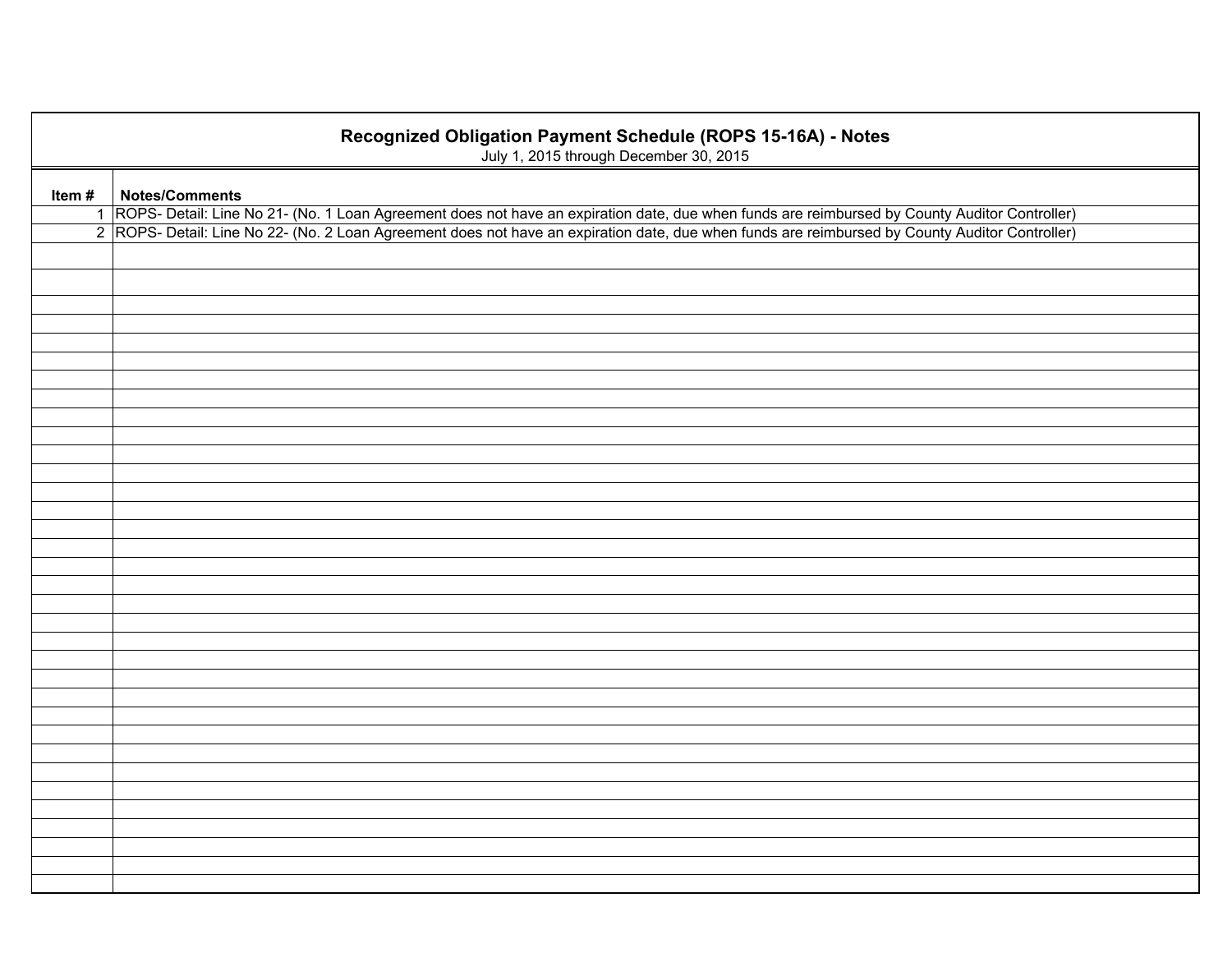# Recognized Obligation Payment Schedule (ROPS 15-16A) - Notes

July 1, 2015 through December 30, 2015

| Item # | Notes/Comments |
|---|---|
| 1 | ROPS- Detail: Line No 21- (No. 1 Loan Agreement does not have an expiration date, due when funds are reimbursed by County Auditor Controller) |
| 2 | ROPS- Detail: Line No 22- (No. 2 Loan Agreement does not have an expiration date, due when funds are reimbursed by County Auditor Controller) |